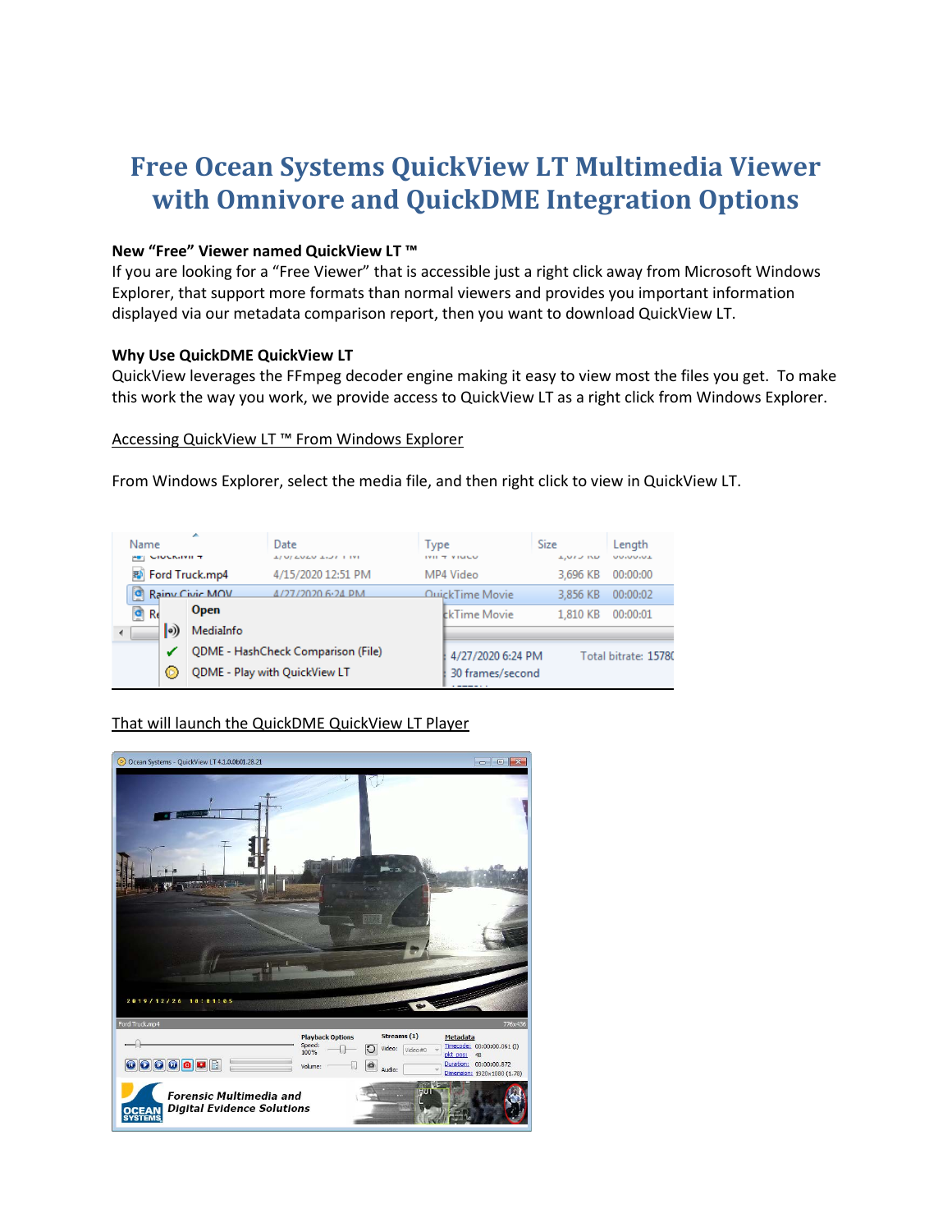# Free Ocean Systems QuickView LT Multimedia Viewer with Omnivore and QuickDME Integration Options

**New "Free" Viewer named QuickView LT ™**

If you are looking for a "Free Viewer" that is accessible just a right click away from Microsoft Windows Explorer, that support more formats than normal viewers and provides you important information displayed via our metadata comparison report, then you want to download QuickView LT.

**Why Use QuickDME QuickView LT**

QuickView leverages the FFmpeg decoder engine making it easy to view most the files you get. To make this work the way you work, we provide access to QuickView LT as a right click from Windows Explorer.

<u>Accessing QuickView LT ™ From Windows Explorer</u>

From Windows Explorer, select the media file, and then right click to view in QuickView LT.

<u>That will launch the QuickDME QuickView LT Player</u>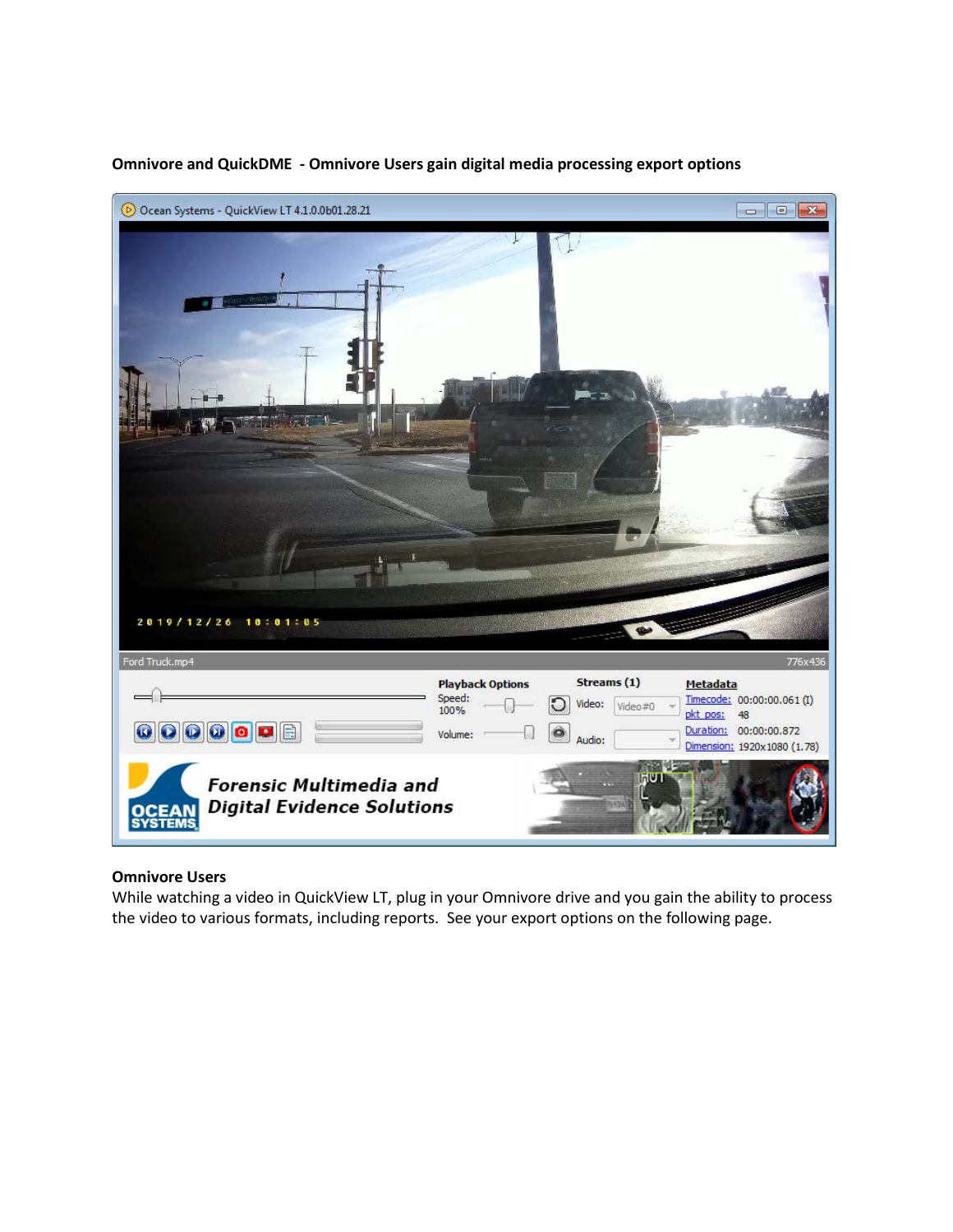**Omnivore and QuickDME - Omnivore Users gain digital media processing export options**

**Omnivore Users**

While watching a video in QuickView LT, plug in your Omnivore drive and you gain the ability to process the video to various formats, including reports. See your export options on the following page.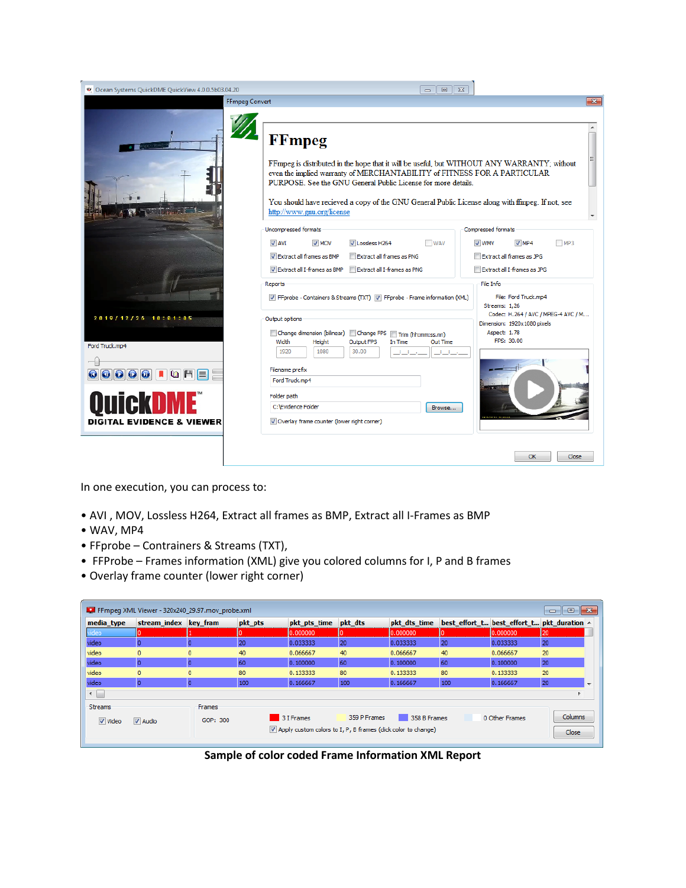In one execution, you can process to:

- AVI , MOV, Lossless H264, Extract all frames as BMP, Extract all I-Frames as BMP
- WAV, MP4
- FFprobe – Contrainers & Streams (TXT),
- FFProbe – Frames information (XML) give you colored columns for I, P and B frames
- Overlay frame counter (lower right corner)

**Sample of color coded Frame Information XML Report**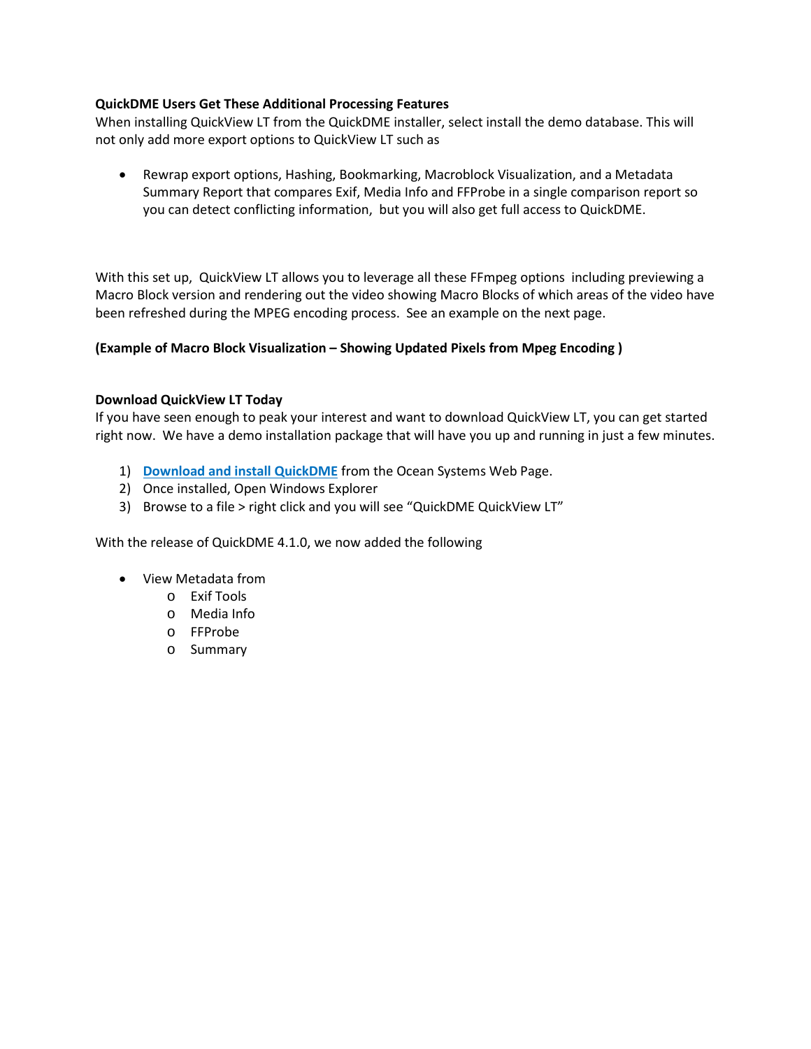**QuickDME Users Get These Additional Processing Features**

When installing QuickView LT from the QuickDME installer, select install the demo database. This will not only add more export options to QuickView LT such as

- Rewrap export options, Hashing, Bookmarking, Macroblock Visualization, and a Metadata Summary Report that compares Exif, Media Info and FFProbe in a single comparison report so you can detect conflicting information, but you will also get full access to QuickDME.

With this set up, QuickView LT allows you to leverage all these FFmpeg options including previewing a Macro Block version and rendering out the video showing Macro Blocks of which areas of the video have been refreshed during the MPEG encoding process. See an example on the next page.

**(Example of Macro Block Visualization – Showing Updated Pixels from Mpeg Encoding )**

**Download QuickView LT Today**

If you have seen enough to peak your interest and want to download QuickView LT, you can get started right now. We have a demo installation package that will have you up and running in just a few minutes.

1) **Download and install QuickDME** from the Ocean Systems Web Page.
2) Once installed, Open Windows Explorer
3) Browse to a file > right click and you will see "QuickDME QuickView LT"

With the release of QuickDME 4.1.0, we now added the following

- View Metadata from
  - Exif Tools
  - Media Info
  - FFProbe
  - Summary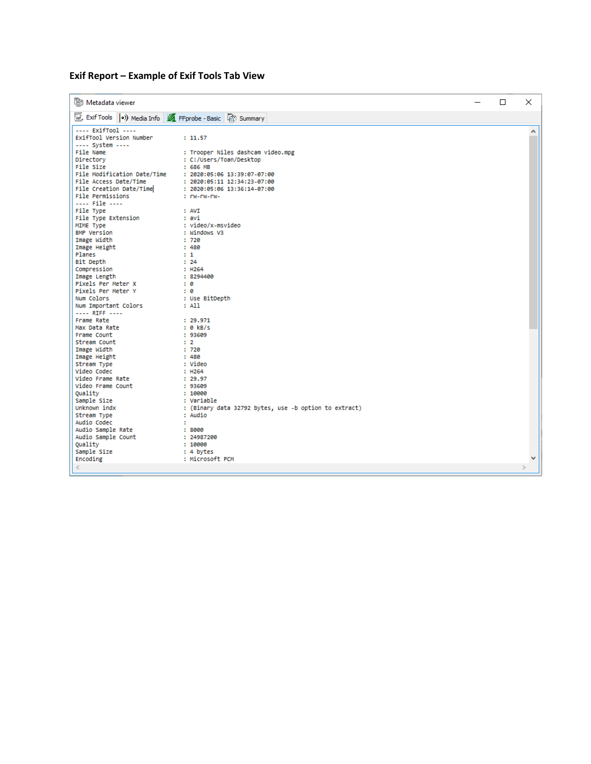**Exif Report – Example of Exif Tools Tab View**

Metadata viewer

Exif Tools | Media Info | FFprobe - Basic | Summary

```
---- ExifTool ----
ExifTool Version Number         : 11.57
---- System ----
File Name                       : Trooper Niles dashcam video.mpg
Directory                       : C:/Users/Toan/Desktop
File Size                       : 686 MB
File Modification Date/Time     : 2020:05:06 13:39:07-07:00
File Access Date/Time           : 2020:05:11 12:34:23-07:00
File Creation Date/Time         : 2020:05:06 13:36:14-07:00
File Permissions                : rw-rw-rw-
---- File ----
File Type                       : AVI
File Type Extension             : avi
MIME Type                       : video/x-msvideo
BMP Version                     : Windows V3
Image Width                     : 720
Image Height                    : 480
Planes                          : 1
Bit Depth                       : 24
Compression                     : H264
Image Length                    : 8294400
Pixels Per Meter X              : 0
Pixels Per Meter Y              : 0
Num Colors                      : Use BitDepth
Num Important Colors            : All
---- RIFF ----
Frame Rate                      : 29.971
Max Data Rate                   : 0 kB/s
Frame Count                     : 93609
Stream Count                    : 2
Image Width                     : 720
Image Height                    : 480
Stream Type                     : Video
Video Codec                     : H264
Video Frame Rate                : 29.97
Video Frame Count               : 93609
Quality                         : 10000
Sample Size                     : Variable
Unknown indx                    : (Binary data 32792 bytes, use -b option to extract)
Stream Type                     : Audio
Audio Codec                     :
Audio Sample Rate               : 8000
Audio Sample Count              : 24987200
Quality                         : 10000
Sample Size                     : 4 bytes
Encoding                        : Microsoft PCM
```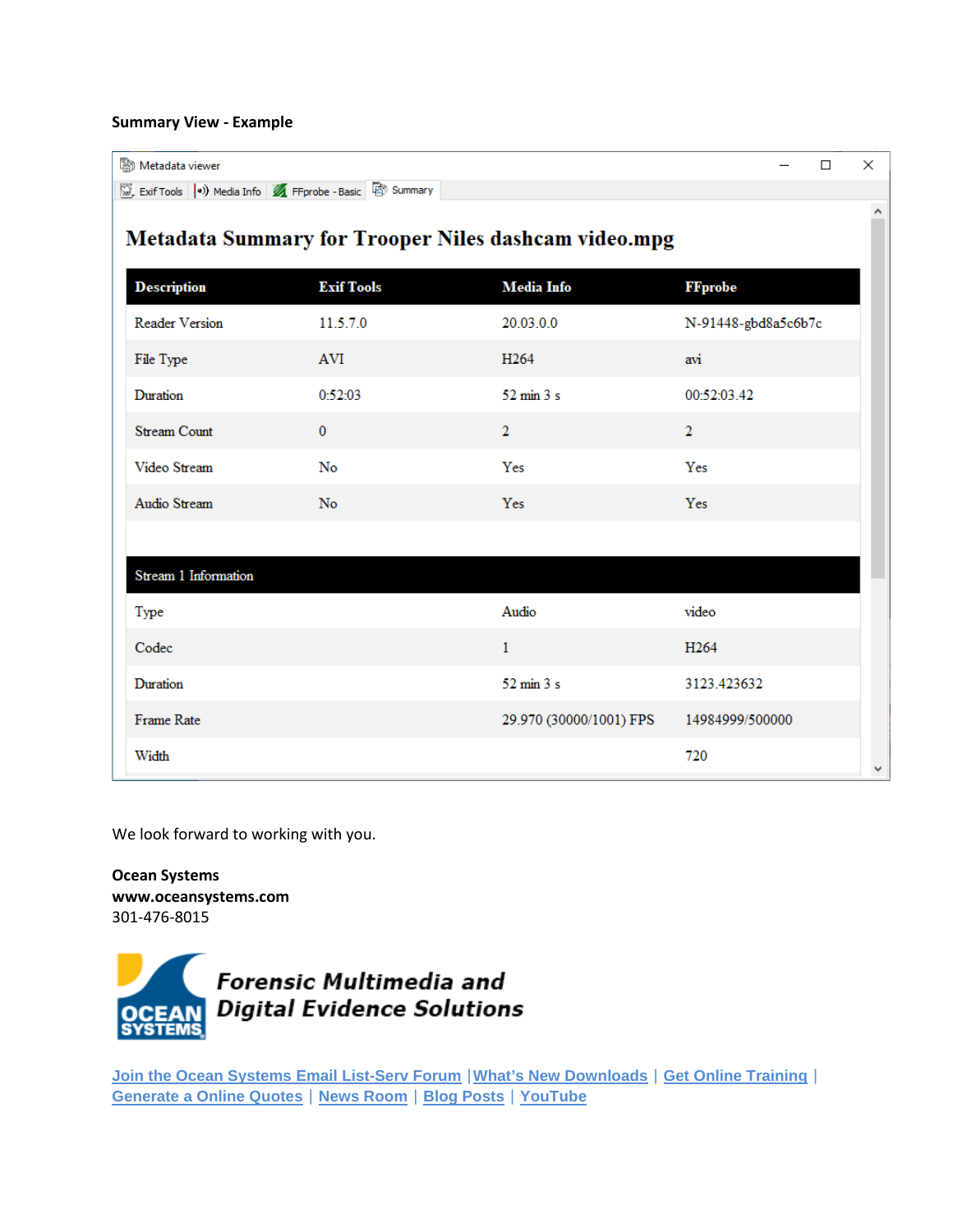**Summary View - Example**

Metadata viewer

Exif Tools | Media Info | FFprobe - Basic | Summary

# Metadata Summary for Trooper Niles dashcam video.mpg

| Description | Exif Tools | Media Info | FFprobe |
|---|---|---|---|
| Reader Version | 11.5.7.0 | 20.03.0.0 | N-91448-gbd8a5c6b7c |
| File Type | AVI | H264 | avi |
| Duration | 0:52:03 | 52 min 3 s | 00:52:03.42 |
| Stream Count | 0 | 2 | 2 |
| Video Stream | No | Yes | Yes |
| Audio Stream | No | Yes | Yes |
| | | | |
| **Stream 1 Information** | | | |
| Type | | Audio | video |
| Codec | | 1 | H264 |
| Duration | | 52 min 3 s | 3123.423632 |
| Frame Rate | | 29.970 (30000/1001) FPS | 14984999/500000 |
| Width | | | 720 |

We look forward to working with you.

**Ocean Systems**
**www.oceansystems.com**
301-476-8015

OCEAN SYSTEMS

***Forensic Multimedia and Digital Evidence Solutions***

Join the Ocean Systems Email List-Serv Forum | What's New Downloads | Get Online Training | Generate a Online Quotes | News Room | Blog Posts | YouTube